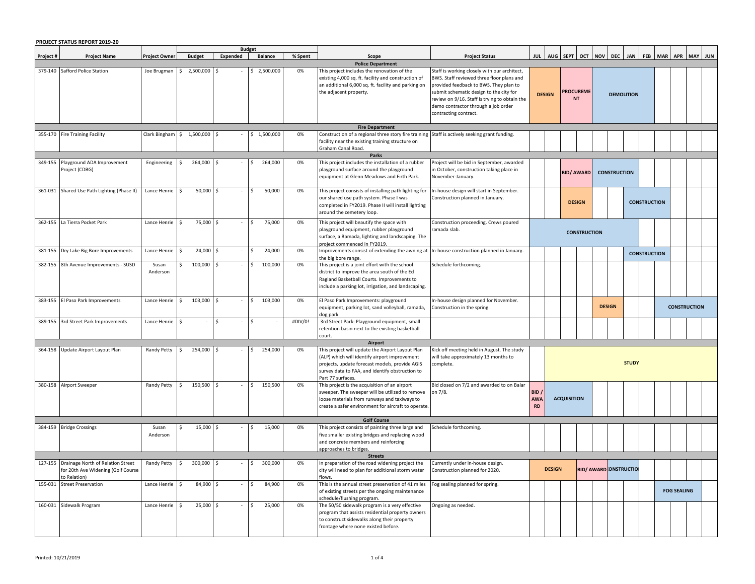**PROJECT STATUS REPORT 2019-20**

| Project # | Project Name | Project Owner | Budget | Expended | Balance | % Spent | Scope | Project Status | JUL | AUG | SEPT | OCT | NOV | DEC | JAN | FEB | MAR | APR | MAY | JUN |
|---|---|---|---|---|---|---|---|---|---|---|---|---|---|---|---|---|---|---|---|---|
| **Police Department** | | | | | | | | | | | | | | | | | | | | |
| 379-140 | Safford Police Station | Joe Brugman | $ 2,500,000 | $ - | $ 2,500,000 | 0% | This project includes the renovation of the existing 4,000 sq. ft. facility and construction of an additional 6,000 sq. ft. facility and parking on the adjacent property. | Staff is working closely with our architect, BWS. Staff reviewed three floor plans and provided feedback to BWS. They plan to submit schematic design to the city for review on 9/16. Staff is trying to obtain the demo contractor through a job order contracting contract. | DESIGN | DESIGN | PROCUREMENT | PROCUREMENT | DEMOLITION | DEMOLITION | DEMOLITION | DEMOLITION | | | | |
| **Fire Department** | | | | | | | | | | | | | | | | | | | | |
| 355-170 | Fire Training Facility | Clark Bingham | $ 1,500,000 | $ - | $ 1,500,000 | 0% | Construction of a regional three story fire training facility near the existing training structure on Graham Canal Road. | Staff is actively seeking grant funding. | | | | | | | | | | | | |
| **Parks** | | | | | | | | | | | | | | | | | | | | |
| 349-155 | Playground ADA Improvement Project (CDBG) | Engineering | $ 264,000 | $ - | $ 264,000 | 0% | This project includes the installation of a rubber playground surface around the playground equipment at Glenn Meadows and Firth Park. | Project will be bid in September, awarded in October, construction taking place in November-January. | | | BID/ AWARD | BID/ AWARD | CONSTRUCTION | CONSTRUCTION | CONSTRUCTION | | | | | |
| 361-031 | Shared Use Path Lighting (Phase II) | Lance Henrie | $ 50,000 | $ - | $ 50,000 | 0% | This project consists of installing path lighting for our shared use path system. Phase I was completed in FY2019. Phase II will install lighting around the cemetery loop. | In-house design will start in September. Construction planned in January. | | | DESIGN | DESIGN | | | CONSTRUCTION | CONSTRUCTION | CONSTRUCTION | | | |
| 362-155 | La Tierra Pocket Park | Lance Henrie | $ 75,000 | $ - | $ 75,000 | 0% | This project will beautify the space with playground equipment, rubber playground surface, a Ramada, lighting and landscaping. The project commenced in FY2019. | Construction proceeding. Crews poured ramada slab. | CONSTRUCTION | CONSTRUCTION | CONSTRUCTION | CONSTRUCTION | CONSTRUCTION | CONSTRUCTION | CONSTRUCTION | | | | | |
| 381-155 | Dry Lake Big Bore Improvements | Lance Henrie | $ 24,000 | $ - | $ 24,000 | 0% | Improvements consist of extending the awning at the big bore range. | In-house construction planned in January. | | | | | | | CONSTRUCTION | CONSTRUCTION | CONSTRUCTION | | | |
| 382-155 | 8th Avenue Improvements - SUSD | Susan Anderson | $ 100,000 | $ - | $ 100,000 | 0% | This project is a joint effort with the school district to improve the area south of the Ed Ragland Basketball Courts. Improvements to include a parking lot, irrigation, and landscaping. | Schedule forthcoming. | | | | | | | | | | | | |
| 383-155 | El Paso Park Improvements | Lance Henrie | $ 103,000 | $ - | $ 103,000 | 0% | El Paso Park Improvements: playground equipment, parking lot, sand volleyball, ramada, dog park. | In-house design planned for November. Construction in the spring. | | | | | DESIGN | DESIGN | | | CONSTRUCTION | CONSTRUCTION | CONSTRUCTION | CONSTRUCTION |
| 389-155 | 3rd Street Park Improvements | Lance Henrie | $ - | $ - | $ - | #DIV/0! | 3rd Street Park: Playground equipment, small retention basin next to the existing basketball court. | | | | | | | | | | | | | |
| **Airport** | | | | | | | | | | | | | | | | | | | | |
| 364-158 | Update Airport Layout Plan | Randy Petty | $ 254,000 | $ - | $ 254,000 | 0% | This project will update the Airport Layout Plan (ALP) which will identify airport improvement projects, update forecast models, provide AGIS survey data to FAA, and identify obstruction to Part 77 surfaces. | Kick off meeting held in August. The study will take approximately 13 months to complete. | | STUDY | STUDY | STUDY | STUDY | STUDY | STUDY | STUDY | STUDY | STUDY | STUDY | STUDY |
| 380-158 | Airport Sweeper | Randy Petty | $ 150,500 | $ - | $ 150,500 | 0% | This project is the acquisition of an airport sweeper. The sweeper will be utilized to remove loose materials from runways and taxiways to create a safer environment for aircraft to operate. | Bid closed on 7/2 and awarded to on Balar on 7/8. | BID / AWARD | ACQUISITION | ACQUISITION | ACQUISITION | | | | | | | | |
| **Golf Course** | | | | | | | | | | | | | | | | | | | | |
| 384-159 | Bridge Crossings | Susan Anderson | $ 15,000 | $ - | $ 15,000 | 0% | This project consists of painting three large and five smaller existing bridges and replacing wood and concrete members and reinforcing approaches to bridges. | Schedule forthcoming. | | | | | | | | | | | | |
| **Streets** | | | | | | | | | | | | | | | | | | | | |
| 127-155 | Drainage North of Relation Street for 20th Ave Widening (Golf Course to Relation) | Randy Petty | $ 300,000 | $ - | $ 300,000 | 0% | In preparation of the road widening project the city will need to plan for additional storm water flows. | Currently under in-house design. Construction planned for 2020. | DESIGN | DESIGN | DESIGN | BID/ AWARD | BID/ AWARD | CONSTRUCTION | CONSTRUCTION | | | | | |
| 155-031 | Street Preservation | Lance Henrie | $ 84,900 | $ - | $ 84,900 | 0% | This is the annual street preservation of 41 miles of existing streets per the ongoing maintenance schedule/flushing program. | Fog sealing planned for spring. | | | | | | | | | FOG SEALING | FOG SEALING | FOG SEALING | |
| 160-031 | Sidewalk Program | Lance Henrie | $ 25,000 | $ - | $ 25,000 | 0% | The 50/50 sidewalk program is a very effective program that assists residential property owners to construct sidewalks along their property frontage where none existed before. | Ongoing as needed. | | | | | | | | | | | | |

Printed: 10/21/2019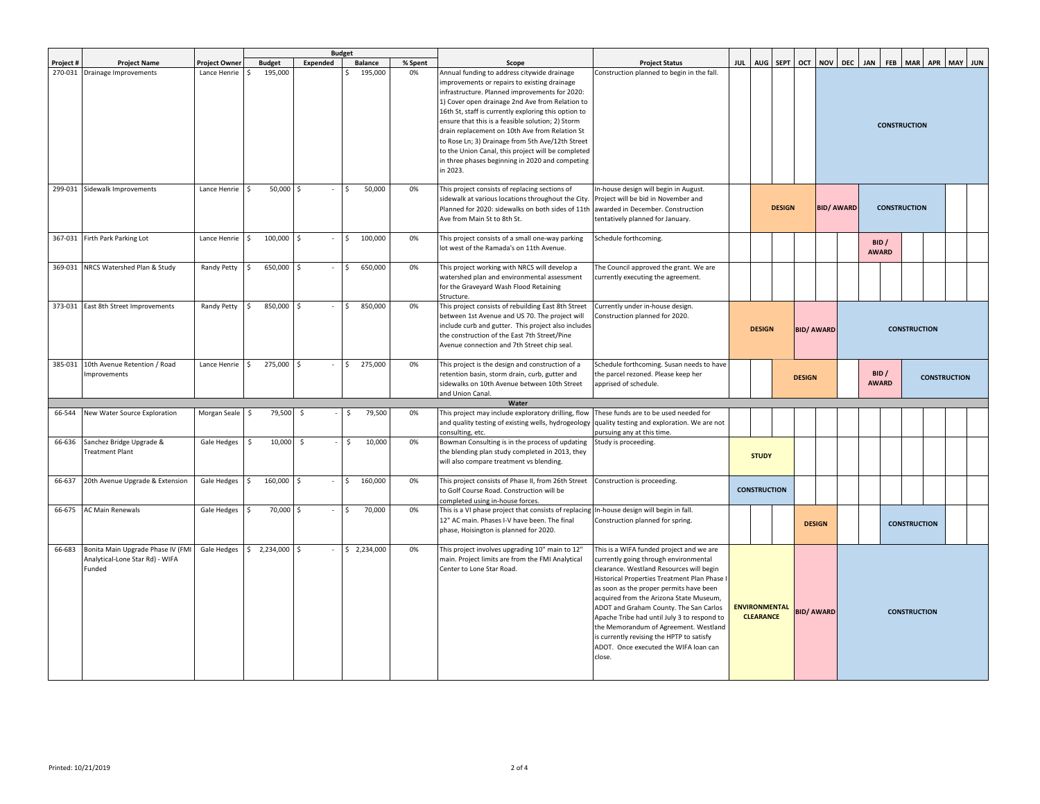| Project # | Project Name | Project Owner | Budget | Expended | Balance | % Spent | Scope | Project Status | JUL | AUG | SEPT | OCT | NOV | DEC | JAN | FEB | MAR | APR | MAY | JUN |
|---|---|---|---|---|---|---|---|---|---|---|---|---|---|---|---|---|---|---|---|---|
| 270-031 | Drainage Improvements | Lance Henrie | $ 195,000 | | $ 195,000 | 0% | Annual funding to address citywide drainage improvements or repairs to existing drainage infrastructure. Planned improvements for 2020: 1) Cover open drainage 2nd Ave from Relation to 16th St, staff is currently exploring this option to ensure that this is a feasible solution; 2) Storm drain replacement on 10th Ave from Relation St to Rose Ln; 3) Drainage from 5th Ave/12th Street to the Union Canal, this project will be completed in three phases beginning in 2020 and competing in 2023. | Construction planned to begin in the fall. | | | | | CONSTRUCTION | CONSTRUCTION | CONSTRUCTION | CONSTRUCTION | CONSTRUCTION | CONSTRUCTION | CONSTRUCTION | CONSTRUCTION |
| 299-031 | Sidewalk Improvements | Lance Henrie | $ 50,000 | $ - | $ 50,000 | 0% | This project consists of replacing sections of sidewalk at various locations throughout the City. Planned for 2020: sidewalks on both sides of 11th Ave from Main St to 8th St. | In-house design will begin in August. Project will be bid in November and awarded in December. Construction tentatively planned for January. | | DESIGN | DESIGN | DESIGN | BID/ AWARD | BID/ AWARD | CONSTRUCTION | CONSTRUCTION | CONSTRUCTION | CONSTRUCTION | | |
| 367-031 | Firth Park Parking Lot | Lance Henrie | $ 100,000 | $ - | $ 100,000 | 0% | This project consists of a small one-way parking lot west of the Ramada's on 11th Avenue. | Schedule forthcoming. | | | | | | | BID / AWARD | BID / AWARD | | | | |
| 369-031 | NRCS Watershed Plan & Study | Randy Petty | $ 650,000 | $ - | $ 650,000 | 0% | This project working with NRCS will develop a watershed plan and environmental assessment for the Graveyard Wash Flood Retaining Structure. | The Council approved the grant. We are currently executing the agreement. | | | | | | | | | | | | |
| 373-031 | East 8th Street Improvements | Randy Petty | $ 850,000 | $ - | $ 850,000 | 0% | This project consists of rebuilding East 8th Street between 1st Avenue and US 70. The project will include curb and gutter. This project also includes the construction of the East 7th Street/Pine Avenue connection and 7th Street chip seal. | Currently under in-house design. Construction planned for 2020. | DESIGN | DESIGN | DESIGN | BID/ AWARD | BID/ AWARD | CONSTRUCTION | CONSTRUCTION | CONSTRUCTION | CONSTRUCTION | CONSTRUCTION | CONSTRUCTION | CONSTRUCTION |
| 385-031 | 10th Avenue Retention / Road Improvements | Lance Henrie | $ 275,000 | $ - | $ 275,000 | 0% | This project is the design and construction of a retention basin, storm drain, curb, gutter and sidewalks on 10th Avenue between 10th Street and Union Canal. | Schedule forthcoming. Susan needs to have the parcel rezoned. Please keep her apprised of schedule. | | | DESIGN | DESIGN | DESIGN | | BID / AWARD | BID / AWARD | CONSTRUCTION | CONSTRUCTION | CONSTRUCTION | CONSTRUCTION |
| **Water** | | | | | | | | | | | | | | | | | | | | |
| 66-544 | New Water Source Exploration | Morgan Seale | $ 79,500 | $ - | $ 79,500 | 0% | This project may include exploratory drilling, flow and quality testing of existing wells, hydrogeology consulting, etc. | These funds are to be used needed for quality testing and exploration. We are not pursuing any at this time. | | | | | | | | | | | | |
| 66-636 | Sanchez Bridge Upgrade & Treatment Plant | Gale Hedges | $ 10,000 | $ - | $ 10,000 | 0% | Bowman Consulting is in the process of updating the blending plan study completed in 2013, they will also compare treatment vs blending. | Study is proceeding. | STUDY | STUDY | STUDY | | | | | | | | | |
| 66-637 | 20th Avenue Upgrade & Extension | Gale Hedges | $ 160,000 | $ - | $ 160,000 | 0% | This project consists of Phase II, from 26th Street to Golf Course Road. Construction will be completed using in-house forces. | Construction is proceeding. | CONSTRUCTION | CONSTRUCTION | CONSTRUCTION | | | | | | | | | |
| 66-675 | AC Main Renewals | Gale Hedges | $ 70,000 | $ - | $ 70,000 | 0% | This is a VI phase project that consists of replacing 12" AC main. Phases I-V have been. The final phase, Hoisington is planned for 2020. | In-house design will begin in fall. Construction planned for spring. | | | | DESIGN | DESIGN | | | CONSTRUCTION | CONSTRUCTION | CONSTRUCTION | | |
| 66-683 | Bonita Main Upgrade Phase IV (FMI Analytical-Lone Star Rd) - WIFA Funded | Gale Hedges | $ 2,234,000 | $ - | $ 2,234,000 | 0% | This project involves upgrading 10" main to 12" main. Project limits are from the FMI Analytical Center to Lone Star Road. | This is a WIFA funded project and we are currently going through environmental clearance. Westland Resources will begin Historical Properties Treatment Plan Phase I as soon as the proper permits have been acquired from the Arizona State Museum, ADOT and Graham County. The San Carlos Apache Tribe had until July 3 to respond to the Memorandum of Agreement. Westland is currently revising the HPTP to satisfy ADOT. Once executed the WIFA loan can close. | ENVIRONMENTAL CLEARANCE | ENVIRONMENTAL CLEARANCE | ENVIRONMENTAL CLEARANCE | BID/ AWARD | BID/ AWARD | CONSTRUCTION | CONSTRUCTION | CONSTRUCTION | CONSTRUCTION | CONSTRUCTION | CONSTRUCTION | CONSTRUCTION |

Printed: 10/21/2019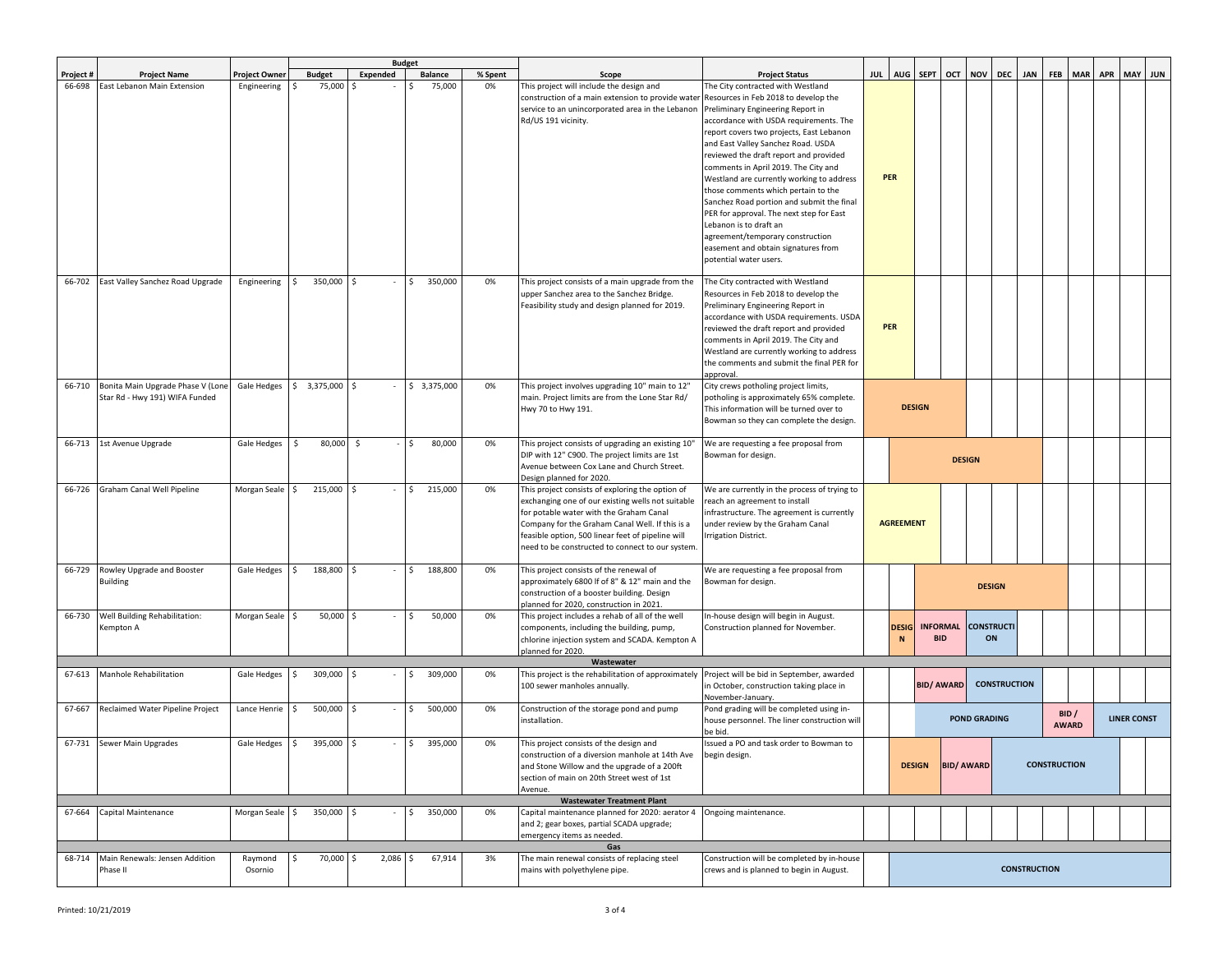| Project # | Project Name | Project Owner | Budget | Expended | Balance | % Spent | Scope | Project Status | JUL | AUG | SEPT | OCT | NOV | DEC | JAN | FEB | MAR | APR | MAY | JUN |
|---|---|---|---|---|---|---|---|---|---|---|---|---|---|---|---|---|---|---|---|---|
| 66-698 | East Lebanon Main Extension | Engineering | $ 75,000 | $ - | $ 75,000 | 0% | This project will include the design and construction of a main extension to provide water service to an unincorporated area in the Lebanon Rd/US 191 vicinity. | The City contracted with Westland Resources in Feb 2018 to develop the Preliminary Engineering Report in accordance with USDA requirements. The report covers two projects, East Lebanon and East Valley Sanchez Road. USDA reviewed the draft report and provided comments in April 2019. The City and Westland are currently working to address those comments which pertain to the Sanchez Road portion and submit the final PER for approval. The next step for East Lebanon is to draft an agreement/temporary construction easement and obtain signatures from potential water users. | PER | PER | | | | | | | | | | |
| 66-702 | East Valley Sanchez Road Upgrade | Engineering | $ 350,000 | $ - | $ 350,000 | 0% | This project consists of a main upgrade from the upper Sanchez area to the Sanchez Bridge. Feasibility study and design planned for 2019. | The City contracted with Westland Resources in Feb 2018 to develop the Preliminary Engineering Report in accordance with USDA requirements. USDA reviewed the draft report and provided comments in April 2019. The City and Westland are currently working to address the comments and submit the final PER for approval. | PER | PER | | | | | | | | | | |
| 66-710 | Bonita Main Upgrade Phase V (Lone Star Rd - Hwy 191) WIFA Funded | Gale Hedges | $ 3,375,000 | $ - | $ 3,375,000 | 0% | This project involves upgrading 10" main to 12" main. Project limits are from the Lone Star Rd/ Hwy 70 to Hwy 191. | City crews potholing project limits, potholing is approximately 65% complete. This information will be turned over to Bowman so they can complete the design. | DESIGN | DESIGN | DESIGN | DESIGN | | | | | | | | |
| 66-713 | 1st Avenue Upgrade | Gale Hedges | $ 80,000 | $ - | $ 80,000 | 0% | This project consists of upgrading an existing 10" DIP with 12" C900. The project limits are 1st Avenue between Cox Lane and Church Street. Design planned for 2020. | We are requesting a fee proposal from Bowman for design. | | DESIGN | DESIGN | DESIGN | DESIGN | DESIGN | DESIGN | | | | | |
| 66-726 | Graham Canal Well Pipeline | Morgan Seale | $ 215,000 | $ - | $ 215,000 | 0% | This project consists of exploring the option of exchanging one of our existing wells not suitable for potable water with the Graham Canal Company for the Graham Canal Well. If this is a feasible option, 500 linear feet of pipeline will need to be constructed to connect to our system. | We are currently in the process of trying to reach an agreement to install infrastructure. The agreement is currently under review by the Graham Canal Irrigation District. | AGREEMENT | AGREEMENT | AGREEMENT | | | | | | | | | |
| 66-729 | Rowley Upgrade and Booster Building | Gale Hedges | $ 188,800 | $ - | $ 188,800 | 0% | This project consists of the renewal of approximately 6800 lf of 8" & 12" main and the construction of a booster building. Design planned for 2020, construction in 2021. | We are requesting a fee proposal from Bowman for design. | | | DESIGN | DESIGN | DESIGN | DESIGN | DESIGN | DESIGN | | | | |
| 66-730 | Well Building Rehabilitation: Kempton A | Morgan Seale | $ 50,000 | $ - | $ 50,000 | 0% | This project includes a rehab of all of the well components, including the building, pump, chlorine injection system and SCADA. Kempton A planned for 2020. | In-house design will begin in August. Construction planned for November. | | DESIGN | INFORMAL BID | INFORMAL BID | CONSTRUCTION | CONSTRUCTION | | | | | | |
| **Wastewater** | | | | | | | | | | | | | | | | | | | | |
| 67-613 | Manhole Rehabilitation | Gale Hedges | $ 309,000 | $ - | $ 309,000 | 0% | This project is the rehabilitation of approximately 100 sewer manholes annually. | Project will be bid in September, awarded in October, construction taking place in November-January. | | | BID/ AWARD | BID/ AWARD | CONSTRUCTION | CONSTRUCTION | CONSTRUCTION | | | | | |
| 67-667 | Reclaimed Water Pipeline Project | Lance Henrie | $ 500,000 | $ - | $ 500,000 | 0% | Construction of the storage pond and pump installation. | Pond grading will be completed using in-house personnel. The liner construction will be bid. | | | POND GRADING | POND GRADING | POND GRADING | POND GRADING | POND GRADING | BID / AWARD | BID / AWARD | LINER CONST | LINER CONST | LINER CONST |
| 67-731 | Sewer Main Upgrades | Gale Hedges | $ 395,000 | $ - | $ 395,000 | 0% | This project consists of the design and construction of a diversion manhole at 14th Ave and Stone Willow and the upgrade of a 200ft section of main on 20th Street west of 1st Avenue. | Issued a PO and task order to Bowman to begin design. | | DESIGN | DESIGN | BID/ AWARD | BID/ AWARD | CONSTRUCTION | CONSTRUCTION | CONSTRUCTION | CONSTRUCTION | CONSTRUCTION | | |
| **Wastewater Treatment Plant** | | | | | | | | | | | | | | | | | | | | |
| 67-664 | Capital Maintenance | Morgan Seale | $ 350,000 | $ - | $ 350,000 | 0% | Capital maintenance planned for 2020: aerator 4 and 2; gear boxes, partial SCADA upgrade; emergency items as needed. | Ongoing maintenance. | | | | | | | | | | | | |
| **Gas** | | | | | | | | | | | | | | | | | | | | |
| 68-714 | Main Renewals: Jensen Addition Phase II | Raymond Osornio | $ 70,000 | $ 2,086 | $ 67,914 | 3% | The main renewal consists of replacing steel mains with polyethylene pipe. | Construction will be completed by in-house crews and is planned to begin in August. | | CONSTRUCTION | CONSTRUCTION | CONSTRUCTION | CONSTRUCTION | CONSTRUCTION | CONSTRUCTION | CONSTRUCTION | CONSTRUCTION | CONSTRUCTION | CONSTRUCTION | CONSTRUCTION |

Printed: 10/21/2019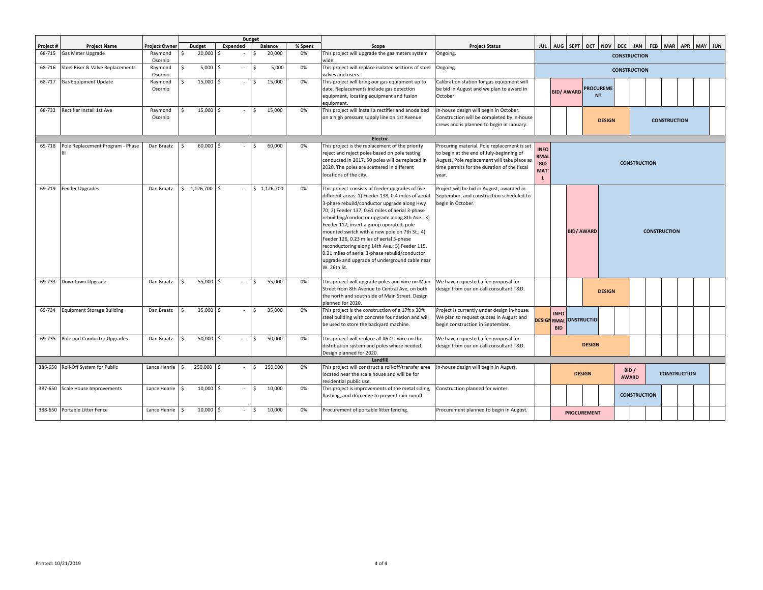| Project # | Project Name | Project Owner | Budget | | | | Scope | Project Status | JUL | AUG | SEPT | OCT | NOV | DEC | JAN | FEB | MAR | APR | MAY | JUN |
|---|---|---|---|---|---|---|---|---|---|---|---|---|---|---|---|---|---|---|---|---|
| | | | Budget | Expended | Balance | % Spent | | | | | | | | | | | | | | |
| 68-715 | Gas Meter Upgrade | Raymond Osornio | $ 20,000 | $ - | $ 20,000 | 0% | This project will upgrade the gas meters system wide. | Ongoing. | CONSTRUCTION | | | | | | | | | | | |
| 68-716 | Steel Riser & Valve Replacements | Raymond Osornio | $ 5,000 | $ - | $ 5,000 | 0% | This project will replace isolated sections of steel valves and risers. | Ongoing. | CONSTRUCTION | | | | | | | | | | | |
| 68-717 | Gas Equipment Update | Raymond Osornio | $ 15,000 | $ - | $ 15,000 | 0% | This project will bring our gas equipment up to date. Replacements include gas detection equipment, locating equipment and fusion equipment. | Calibration station for gas equipment will be bid in August and we plan to award in October. | | BID/ AWARD | | PROCUREMENT | | | | | | | | |
| 68-732 | Rectifier Install 1st Ave | Raymond Osornio | $ 15,000 | $ - | $ 15,000 | 0% | This project will install a rectifier and anode bed on a high pressure supply line on 1st Avenue. | In-house design will begin in October. Construction will be completed by in-house crews and is planned to begin in January. | | | | DESIGN | | | CONSTRUCTION | | | | | |
| **Electric** | | | | | | | | | | | | | | | | | | | | |
| 69-718 | Pole Replacement Program - Phase III | Dan Braatz | $ 60,000 | $ - | $ 60,000 | 0% | This project is the replacement of the priority reject and reject poles based on pole testing conducted in 2017. 50 poles will be replaced in 2020. The poles are scattered in different locations of the city. | Procuring material. Pole replacement is set to begin at the end of July-beginning of August. Pole replacement will take place as time permits for the duration of the fiscal year. | INFORMAL BID MAT'L | CONSTRUCTION | | | | | | | | | | |
| 69-719 | Feeder Upgrades | Dan Braatz | $ 1,126,700 | $ - | $ 1,126,700 | 0% | This project consists of feeder upgrades of five different areas: 1) Feeder 138, 0.4 miles of aerial 3-phase rebuild/conductor upgrade along Hwy 70; 2) Feeder 137, 0.61 miles of aerial 3-phase rebuilding/conductor upgrade along 8th Ave.; 3) Feeder 117, insert a group operated, pole mounted switch with a new pole on 7th St.; 4) Feeder 126, 0.23 miles of aerial 3-phase reconductoring along 14th Ave.; 5) Feeder 115, 0.21 miles of aerial 3-phase rebuild/conductor upgrade and upgrade of underground cable near W. 26th St. | Project will be bid in August, awarded in September, and construction scheduled to begin in October. | | | BID/ AWARD | | CONSTRUCTION | | | | | | | |
| 69-733 | Downtown Upgrade | Dan Braatz | $ 55,000 | $ - | $ 55,000 | 0% | This project will upgrade poles and wire on Main Street from 8th Avenue to Central Ave, on both the north and south side of Main Street. Design planned for 2020. | We have requested a fee proposal for design from our on-call consultant T&D. | | | | DESIGN | | | | | | | | |
| 69-734 | Equipment Storage Building | Dan Braatz | $ 35,000 | $ - | $ 35,000 | 0% | This project is the construction of a 17ft x 30ft steel building with concrete foundation and will be used to store the backyard machine. | Project is currently under design in-house. We plan to request quotes in August and begin construction in September. | DESIGN | INFORMAL BID | CONSTRUCTION | | | | | | | | | |
| 69-735 | Pole and Conductor Upgrades | Dan Braatz | $ 50,000 | $ - | $ 50,000 | 0% | This project will replace all #6 CU wire on the distribution system and poles where needed. Design planned for 2020. | We have requested a fee proposal for design from our on-call consultant T&D. | DESIGN | | | | | | | | | | | |
| **Landfill** | | | | | | | | | | | | | | | | | | | | |
| 386-650 | Roll-Off System for Public | Lance Henrie | $ 250,000 | $ - | $ 250,000 | 0% | This project will construct a roll-off/transfer area located near the scale house and will be for residential public use. | In-house design will begin in August. | | DESIGN | | | | BID / AWARD | | CONSTRUCTION | | | | |
| 387-650 | Scale House Improvements | Lance Henrie | $ 10,000 | $ - | $ 10,000 | 0% | This project is improvements of the metal siding, flashing, and drip edge to prevent rain runoff. | Construction planned for winter. | | | | | | CONSTRUCTION | | | | | | |
| 388-650 | Portable Litter Fence | Lance Henrie | $ 10,000 | $ - | $ 10,000 | 0% | Procurement of portable litter fencing. | Procurement planned to begin in August. | | PROCUREMENT | | | | | | | | | | |

Printed: 10/21/2019